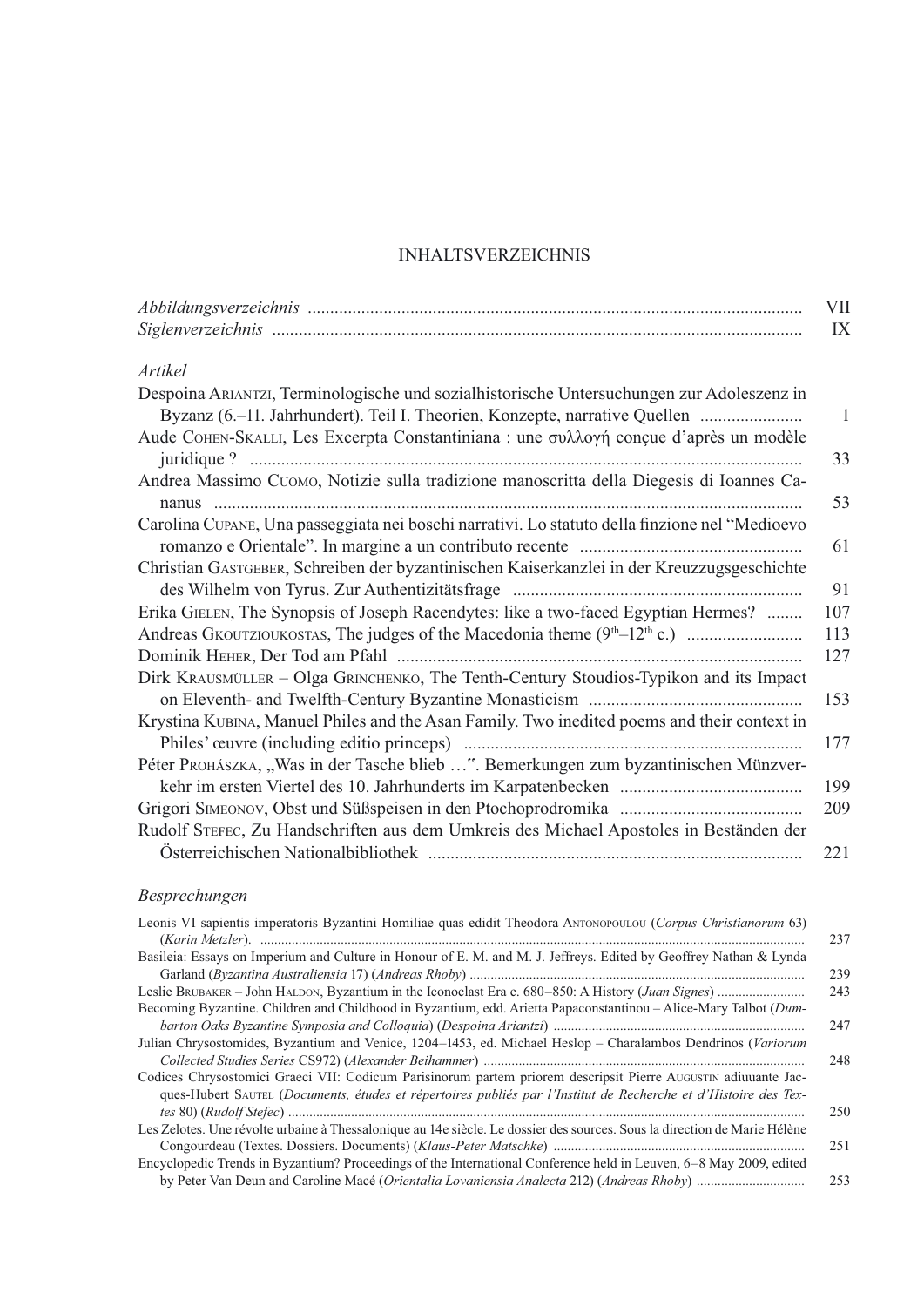# INHALTSVERZEICHNIS

*Abbildungsverzeichnis* .................................................................................................. VII
*Siglenverzeichnis* .......................................................................................................... IX

## *Artikel*

Despoina Ariantzi, Terminologische und sozialhistorische Untersuchungen zur Adoleszenz in Byzanz (6.–11. Jahrhundert). Teil I. Theorien, Konzepte, narrative Quellen ........................ 1

Aude Cohen-Skalli, Les Excerpta Constantiniana : une συλλογή conçue d'après un modèle juridique ? ........................................................................................................ 33

Andrea Massimo Cuomo, Notizie sulla tradizione manoscritta della Diegesis di Ioannes Cananus ........................................................................................................ 53

Carolina Cupane, Una passeggiata nei boschi narrativi. Lo statuto della finzione nel "Medioevo romanzo e Orientale". In margine a un contributo recente .................................................. 61

Christian Gastgeber, Schreiben der byzantinischen Kaiserkanzlei in der Kreuzzugsgeschichte des Wilhelm von Tyrus. Zur Authentizitätsfrage .................................................................. 91

Erika Gielen, The Synopsis of Joseph Racendytes: like a two-faced Egyptian Hermes? ........ 107

Andreas Gkoutzioukostas, The judges of the Macedonia theme (9th–12th c.) .......................... 113

Dominik Heher, Der Tod am Pfahl ........................................................................................ 127

Dirk Krausmüller – Olga Grinchenko, The Tenth-Century Stoudios-Typikon and its Impact on Eleventh- and Twelfth-Century Byzantine Monasticism ................................................ 153

Krystina Kubina, Manuel Philes and the Asan Family. Two inedited poems and their context in Philes' œuvre (including editio princeps) ............................................................................ 177

Péter Prohászka, „Was in der Tasche blieb …". Bemerkungen zum byzantinischen Münzverkehr im ersten Viertel des 10. Jahrhunderts im Karpatenbecken ......................................... 199

Grigori Simeonov, Obst und Süßspeisen in den Ptochoprodromika ......................................... 209

Rudolf Stefec, Zu Handschriften aus dem Umkreis des Michael Apostoles in Beständen der Österreichischen Nationalbibliothek .................................................................................... 221

## *Besprechungen*

Leonis VI sapientis imperatoris Byzantini Homiliae quas edidit Theodora Antonopoulou (*Corpus Christianorum* 63) (*Karin Metzler*). ............................................................................................................ 237

Basileia: Essays on Imperium and Culture in Honour of E. M. and M. J. Jeffreys. Edited by Geoffrey Nathan & Lynda Garland (*Byzantina Australiensia* 17) (*Andreas Rhoby*) ................................................................ 239

Leslie Brubaker – John Haldon, Byzantium in the Iconoclast Era c. 680–850: A History (*Juan Signes*) ......................... 243

Becoming Byzantine. Children and Childhood in Byzantium, edd. Arietta Papaconstantinou – Alice-Mary Talbot (*Dumbarton Oaks Byzantine Symposia and Colloquia*) (*Despoina Ariantzi*) ....................................................... 247

Julian Chrysostomides, Byzantium and Venice, 1204–1453, ed. Michael Heslop – Charalambos Dendrinos (*Variorum Collected Studies Series* CS972) (*Alexander Beihammer*) ........................................................................... 248

Codices Chrysostomici Graeci VII: Codicum Parisinorum partem priorem descripsit Pierre Augustin adiuuante Jacques-Hubert Sautel (*Documents, études et répertoires publiés par l'Institut de Recherche et d'Histoire des Textes* 80) (*Rudolf Stefec*) ................................................................................................................ 250

Les Zelotes. Une révolte urbaine à Thessalonique au 14e siècle. Le dossier des sources. Sous la direction de Marie Hélène Congourdeau (Textes. Dossiers. Documents) (*Klaus-Peter Matschke*) ...................................................... 251

Encyclopedic Trends in Byzantium? Proceedings of the International Conference held in Leuven, 6–8 May 2009, edited by Peter Van Deun and Caroline Macé (*Orientalia Lovaniensia Analecta* 212) (*Andreas Rhoby*) .............................. 253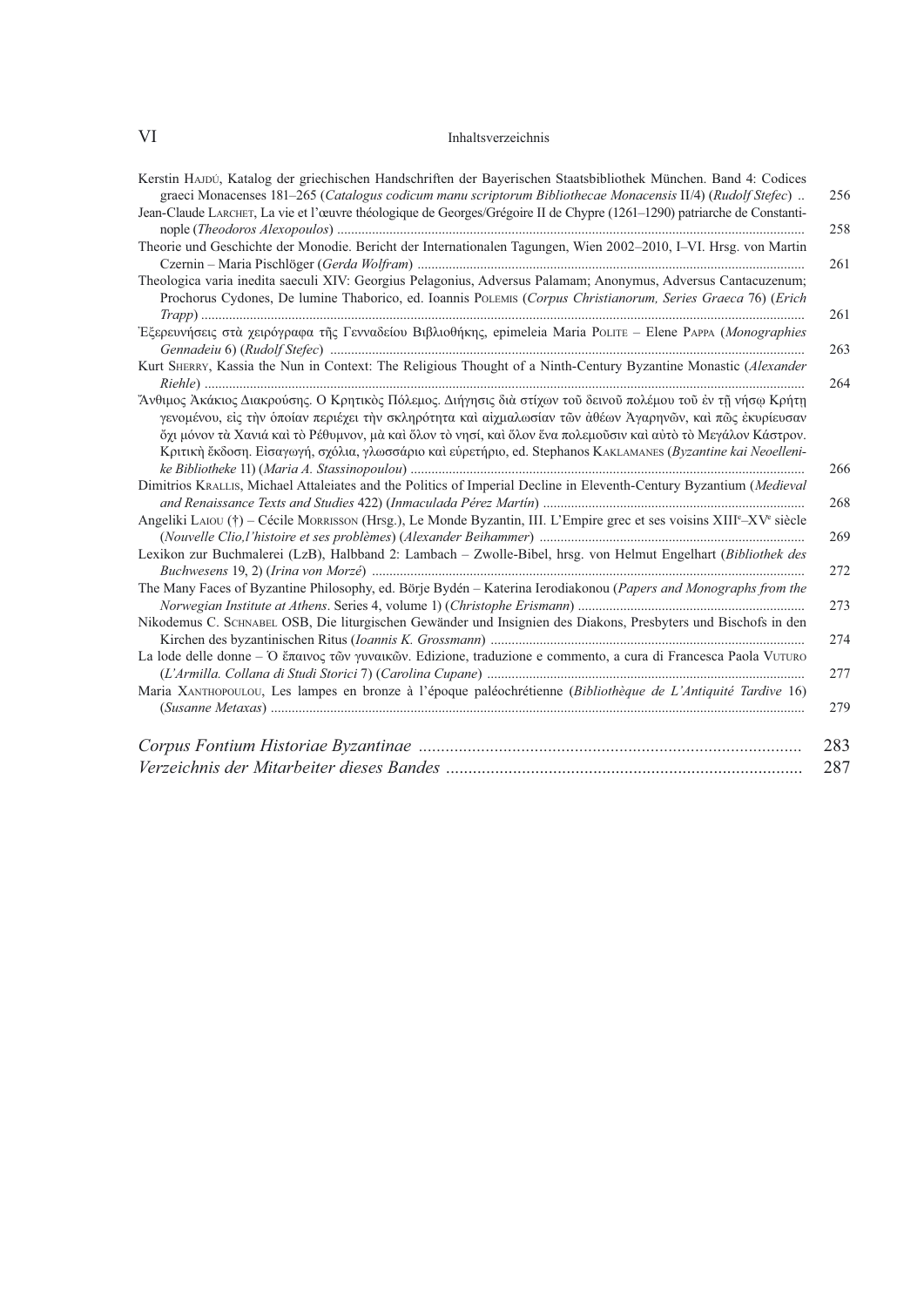Kerstin Hajdú, Katalog der griechischen Handschriften der Bayerischen Staatsbibliothek München. Band 4: Codices graeci Monacenses 181–265 (*Catalogus codicum manu scriptorum Bibliothecae Monacensis* II/4) (*Rudolf Stefec*) .. 256

Jean-Claude Larchet, La vie et l'œuvre théologique de Georges/Grégoire II de Chypre (1261–1290) patriarche de Constantinople (*Theodoros Alexopoulos*) ........ 258

Theorie und Geschichte der Monodie. Bericht der Internationalen Tagungen, Wien 2002–2010, I–VI. Hrsg. von Martin Czernin – Maria Pischlöger (*Gerda Wolfram*) ........ 261

Theologica varia inedita saeculi XIV: Georgius Pelagonius, Adversus Palamam; Anonymus, Adversus Cantacuzenum; Prochorus Cydones, De lumine Thaborico, ed. Ioannis Polemis (*Corpus Christianorum, Series Graeca* 76) (*Erich Trapp*) ........ 261

Ἐξερευνήσεις στὰ χειρόγραφα τῆς Γενναδείου Βιβλιοθήκης, epimeleia Maria Polite – Elene Pappa (*Monographies Gennadeiu* 6) (*Rudolf Stefec*) ........ 263

Kurt Sherry, Kassia the Nun in Context: The Religious Thought of a Ninth-Century Byzantine Monastic (*Alexander Riehle*) ........ 264

Ἄνθιμος Ἀκάκιος Διακρούσης. Ο Κρητικὸς Πόλεμος. Διήγησις διὰ στίχων τοῦ δεινοῦ πολέμου τοῦ ἐν τῇ νήσῳ Κρήτῃ γενομένου, εἰς τὴν ὁποίαν περιέχει τὴν σκληρότητα καὶ αἰχμαλωσίαν τῶν ἀθέων Ἀγαρηνῶν, καὶ πῶς ἐκυρίευσαν ὄχι μόνον τὰ Χανιά καὶ τὸ Ρέθυμνον, μὰ καὶ ὅλον τὸ νησί, καὶ ὅλον ἕνα πολεμοῦσιν καὶ αὐτὸ τὸ Μεγάλον Κάστρον. Κριτικὴ ἔκδοση. Εισαγωγή, σχόλια, γλωσσάριο καὶ εὑρετήριο, ed. Stephanos Kaklamanes (*Byzantine kai Neoelleni­ke Bibliotheke* 11) (*Maria A. Stassinopoulou*) ........ 266

Dimitrios Krallis, Michael Attaleiates and the Politics of Imperial Decline in Eleventh-Century Byzantium (*Medieval and Renaissance Texts and Studies* 422) (*Inmaculada Pérez Martín*) ........ 268

Angeliki Laiou (†) – Cécile Morrisson (Hrsg.), Le Monde Byzantin, III. L'Empire grec et ses voisins XIII[e]–XV[e] siècle (*Nouvelle Clio,l'histoire et ses problèmes*) (*Alexander Beihammer*) ........ 269

Lexikon zur Buchmalerei (LzB), Halbband 2: Lambach – Zwolle-Bibel, hrsg. von Helmut Engelhart (*Bibliothek des Buchwesens* 19, 2) (*Irina von Morzé*) ........ 272

The Many Faces of Byzantine Philosophy, ed. Börje Bydén – Katerina Ierodiakonou (*Papers and Monographs from the Norwegian Institute at Athens*. Series 4, volume 1) (*Christophe Erismann*) ........ 273

Nikodemus C. Schnabel OSB, Die liturgischen Gewänder und Insignien des Diakons, Presbyters und Bischofs in den Kirchen des byzantinischen Ritus (*Ioannis K. Grossmann*) ........ 274

La lode delle donne – Ὁ ἔπαινος τῶν γυναικῶν. Edizione, traduzione e commento, a cura di Francesca Paola Vuturo (*L'Armilla. Collana di Studi Storici* 7) (*Carolina Cupane*) ........ 277

Maria Xanthopoulou, Les lampes en bronze à l'époque paléochrétienne (*Bibliothèque de L'Antiquité Tardive* 16) (*Susanne Metaxas*) ........ 279

*Corpus Fontium Historiae Byzantinae* ........ 283

*Verzeichnis der Mitarbeiter dieses Bandes* ........ 287